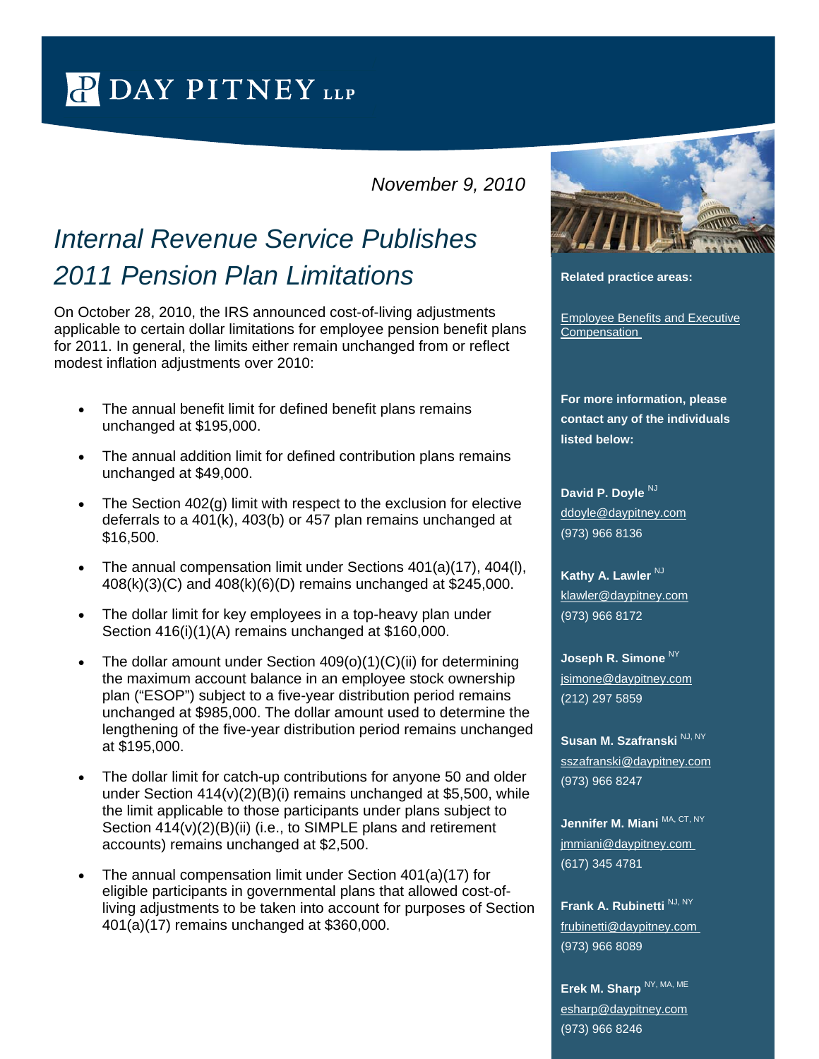DAY PITNEY LLP

*November 9, 2010*

# *Internal Revenue Service Publishes 2011 Pension Plan Limitations*

On October 28, 2010, the IRS announced cost-of-living adjustments applicable to certain dollar limitations for employee pension benefit plans for 2011. In general, the limits either remain unchanged from or reflect modest inflation adjustments over 2010:

- The annual benefit limit for defined benefit plans remains unchanged at $195,000.
- The annual addition limit for defined contribution plans remains unchanged at $49,000.
- The Section 402(g) limit with respect to the exclusion for elective deferrals to a 401(k), 403(b) or 457 plan remains unchanged at $16,500.
- The annual compensation limit under Sections 401(a)(17), 404(l), 408(k)(3)(C) and 408(k)(6)(D) remains unchanged at $245,000.
- The dollar limit for key employees in a top-heavy plan under Section 416(i)(1)(A) remains unchanged at $160,000.
- The dollar amount under Section 409(o)(1)(C)(ii) for determining the maximum account balance in an employee stock ownership plan ("ESOP") subject to a five-year distribution period remains unchanged at $985,000. The dollar amount used to determine the lengthening of the five-year distribution period remains unchanged at $195,000.
- The dollar limit for catch-up contributions for anyone 50 and older under Section 414(v)(2)(B)(i) remains unchanged at $5,500, while the limit applicable to those participants under plans subject to Section 414(v)(2)(B)(ii) (i.e., to SIMPLE plans and retirement accounts) remains unchanged at $2,500.
- The annual compensation limit under Section 401(a)(17) for eligible participants in governmental plans that allowed cost-of-living adjustments to be taken into account for purposes of Section 401(a)(17) remains unchanged at $360,000.

**Related practice areas:**

Employee Benefits and Executive Compensation

**For more information, please contact any of the individuals listed below:**

**David P. Doyle** NJ
ddoyle@daypitney.com
(973) 966 8136

**Kathy A. Lawler** NJ
klawler@daypitney.com
(973) 966 8172

**Joseph R. Simone** NY
jsimone@daypitney.com
(212) 297 5859

**Susan M. Szafranski** NJ, NY
sszafranski@daypitney.com
(973) 966 8247

**Jennifer M. Miani** MA, CT, NY
jmmiani@daypitney.com
(617) 345 4781

**Frank A. Rubinetti** NJ, NY
frubinetti@daypitney.com
(973) 966 8089

**Erek M. Sharp** NY, MA, ME
esharp@daypitney.com
(973) 966 8246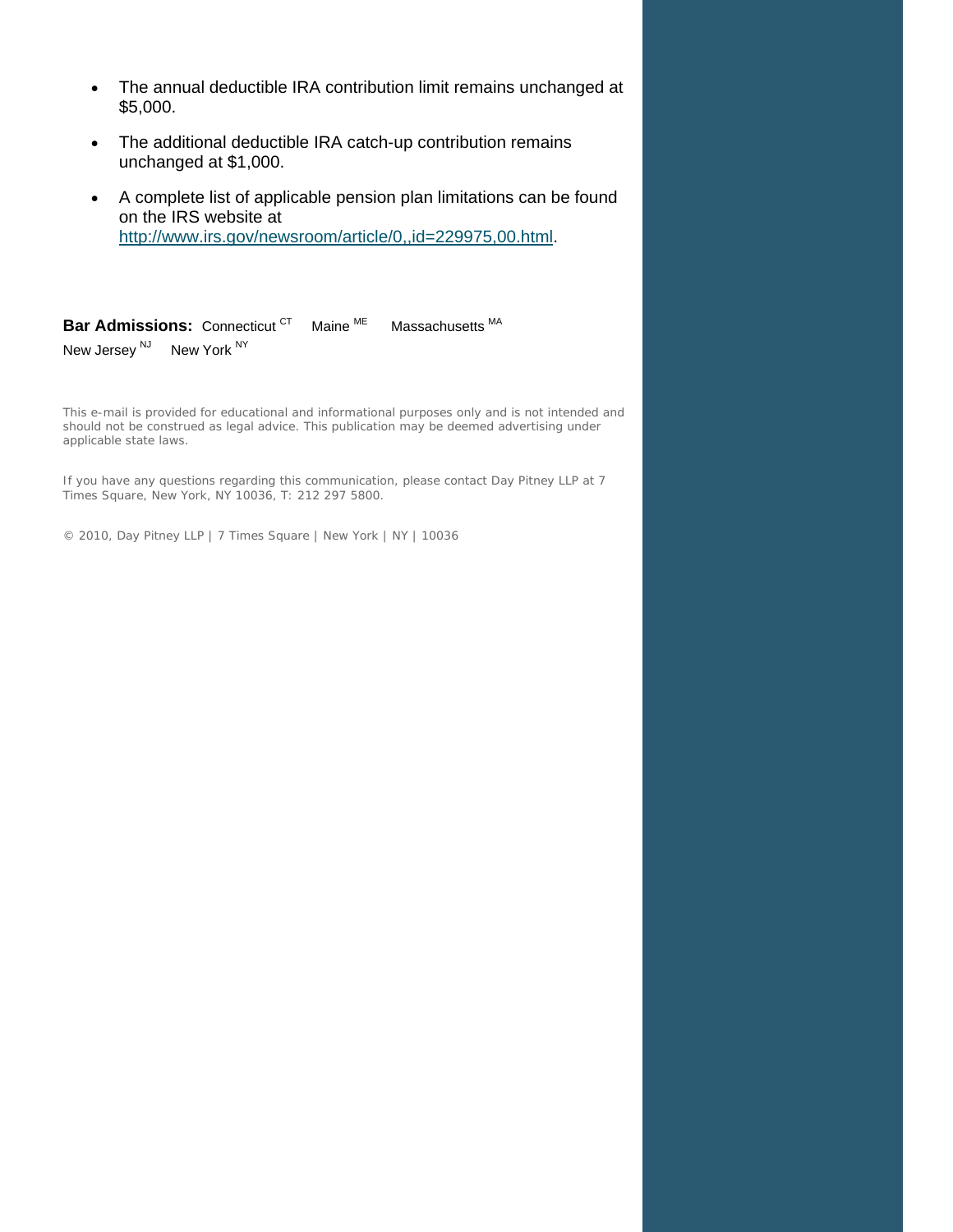- The annual deductible IRA contribution limit remains unchanged at $5,000.
- The additional deductible IRA catch-up contribution remains unchanged at $1,000.
- A complete list of applicable pension plan limitations can be found on the IRS website at http://www.irs.gov/newsroom/article/0,,id=229975,00.html.

**Bar Admissions:** Connecticut [CT] Maine [ME] Massachusetts [MA] New Jersey [NJ] New York [NY]

This e-mail is provided for educational and informational purposes only and is not intended and should not be construed as legal advice. This publication may be deemed advertising under applicable state laws.

If you have any questions regarding this communication, please contact Day Pitney LLP at 7 Times Square, New York, NY 10036, T: 212 297 5800.

© 2010, Day Pitney LLP | 7 Times Square | New York | NY | 10036